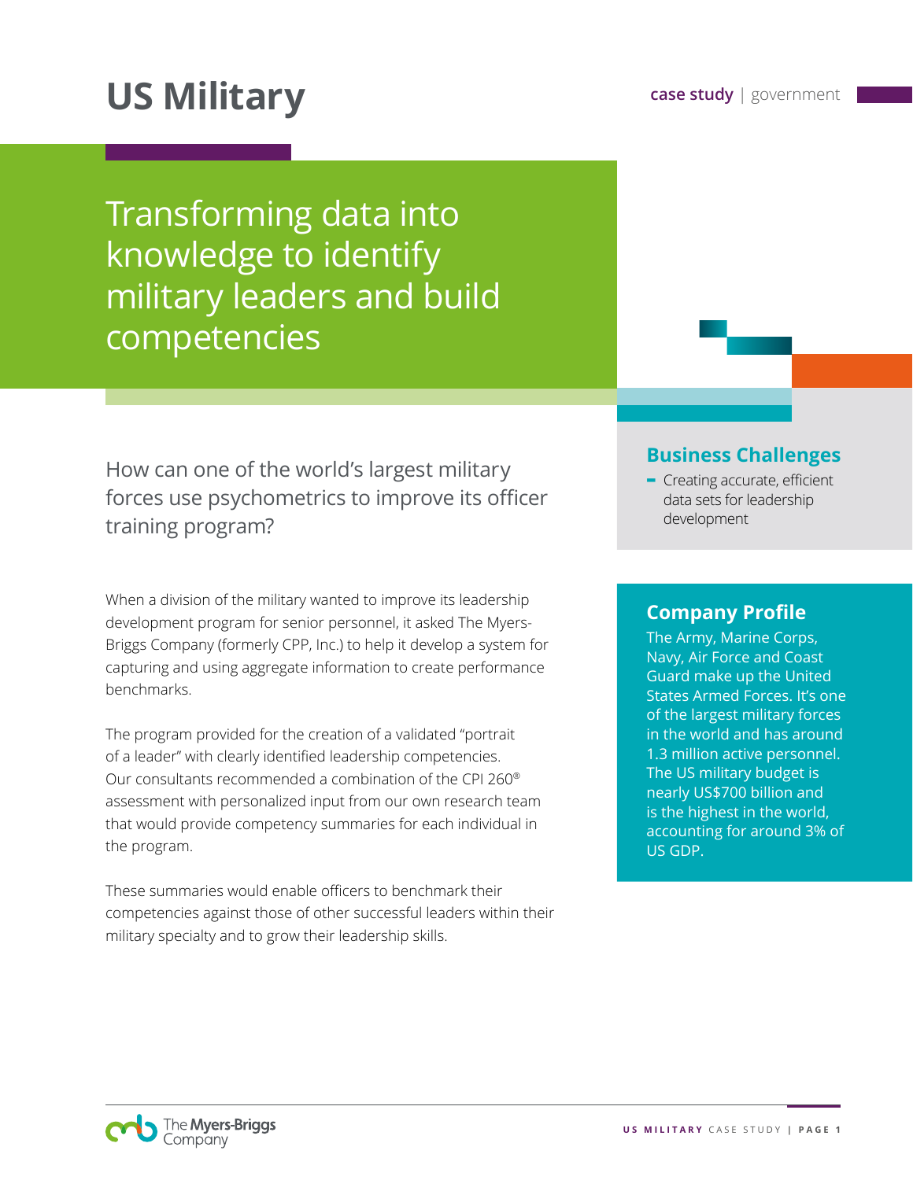# US Military

**case study** | government

## Transforming data into knowledge to identify military leaders and build competencies

How can one of the world's largest military forces use psychometrics to improve its officer training program?

When a division of the military wanted to improve its leadership development program for senior personnel, it asked The Myers-Briggs Company (formerly CPP, Inc.) to help it develop a system for capturing and using aggregate information to create performance benchmarks.

The program provided for the creation of a validated "portrait of a leader" with clearly identified leadership competencies. Our consultants recommended a combination of the CPI 260® assessment with personalized input from our own research team that would provide competency summaries for each individual in the program.

These summaries would enable officers to benchmark their competencies against those of other successful leaders within their military specialty and to grow their leadership skills.

### Business Challenges

- Creating accurate, efficient data sets for leadership development

### Company Profile

The Army, Marine Corps, Navy, Air Force and Coast Guard make up the United States Armed Forces. It's one of the largest military forces in the world and has around 1.3 million active personnel. The US military budget is nearly US$700 billion and is the highest in the world, accounting for around 3% of US GDP.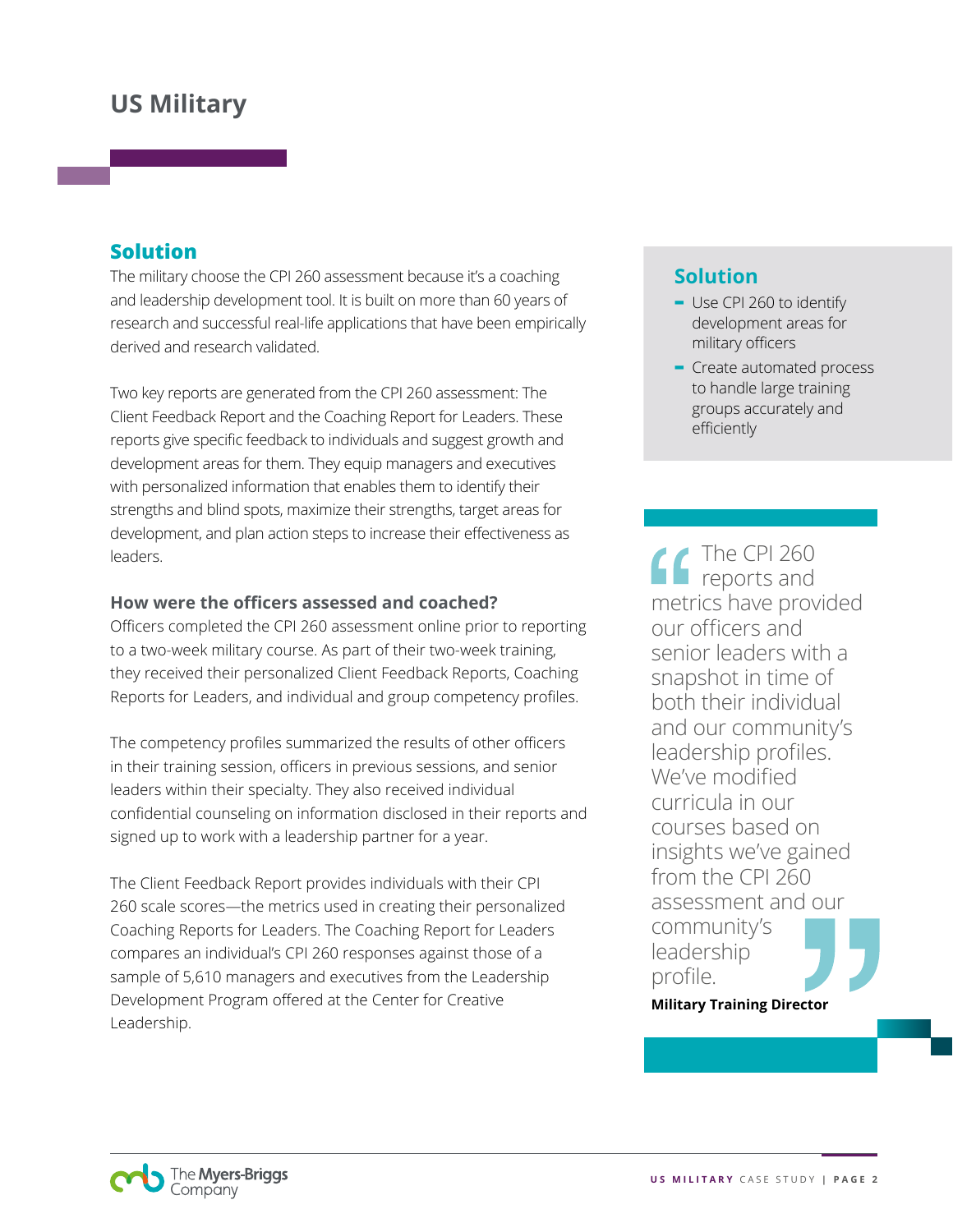# US Military

## Solution

The military choose the CPI 260 assessment because it's a coaching and leadership development tool. It is built on more than 60 years of research and successful real-life applications that have been empirically derived and research validated.

Two key reports are generated from the CPI 260 assessment: The Client Feedback Report and the Coaching Report for Leaders. These reports give specific feedback to individuals and suggest growth and development areas for them. They equip managers and executives with personalized information that enables them to identify their strengths and blind spots, maximize their strengths, target areas for development, and plan action steps to increase their effectiveness as leaders.

### How were the officers assessed and coached?

Officers completed the CPI 260 assessment online prior to reporting to a two-week military course. As part of their two-week training, they received their personalized Client Feedback Reports, Coaching Reports for Leaders, and individual and group competency profiles.

The competency profiles summarized the results of other officers in their training session, officers in previous sessions, and senior leaders within their specialty. They also received individual confidential counseling on information disclosed in their reports and signed up to work with a leadership partner for a year.

The Client Feedback Report provides individuals with their CPI 260 scale scores—the metrics used in creating their personalized Coaching Reports for Leaders. The Coaching Report for Leaders compares an individual's CPI 260 responses against those of a sample of 5,610 managers and executives from the Leadership Development Program offered at the Center for Creative Leadership.

## Solution

- Use CPI 260 to identify development areas for military officers
- Create automated process to handle large training groups accurately and efficiently

> "The CPI 260 reports and metrics have provided our officers and senior leaders with a snapshot in time of both their individual and our community's leadership profiles. We've modified curricula in our courses based on insights we've gained from the CPI 260 assessment and our community's leadership profile."
>
> **Military Training Director**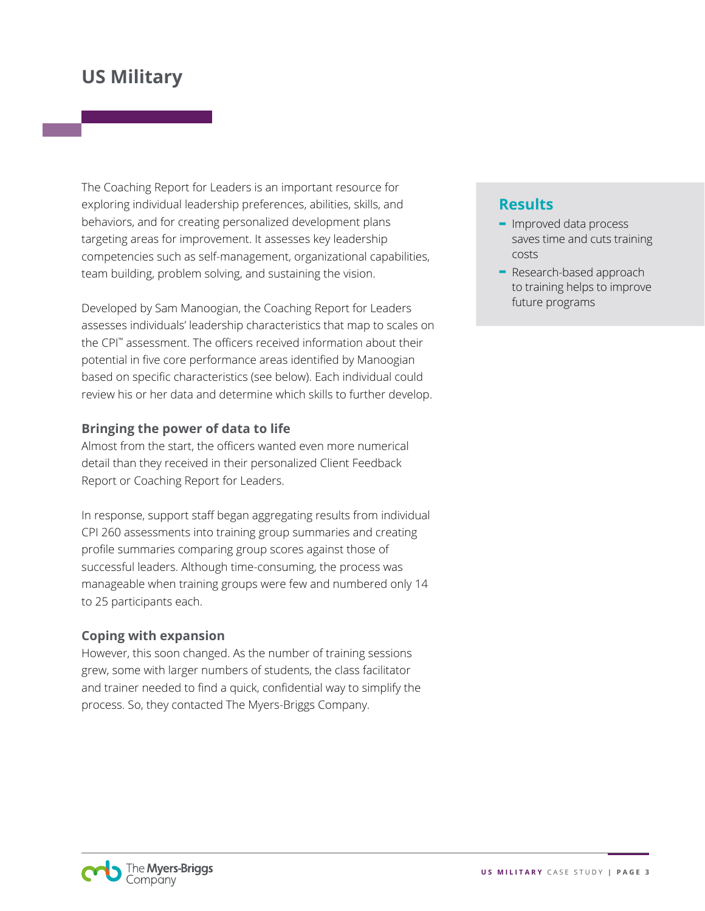## US Military

The Coaching Report for Leaders is an important resource for exploring individual leadership preferences, abilities, skills, and behaviors, and for creating personalized development plans targeting areas for improvement. It assesses key leadership competencies such as self-management, organizational capabilities, team building, problem solving, and sustaining the vision.

Developed by Sam Manoogian, the Coaching Report for Leaders assesses individuals' leadership characteristics that map to scales on the CPI™ assessment. The officers received information about their potential in five core performance areas identified by Manoogian based on specific characteristics (see below). Each individual could review his or her data and determine which skills to further develop.

### Bringing the power of data to life

Almost from the start, the officers wanted even more numerical detail than they received in their personalized Client Feedback Report or Coaching Report for Leaders.

In response, support staff began aggregating results from individual CPI 260 assessments into training group summaries and creating profile summaries comparing group scores against those of successful leaders. Although time-consuming, the process was manageable when training groups were few and numbered only 14 to 25 participants each.

### Coping with expansion

However, this soon changed. As the number of training sessions grew, some with larger numbers of students, the class facilitator and trainer needed to find a quick, confidential way to simplify the process. So, they contacted The Myers-Briggs Company.

### Results

- Improved data process saves time and cuts training costs
- Research-based approach to training helps to improve future programs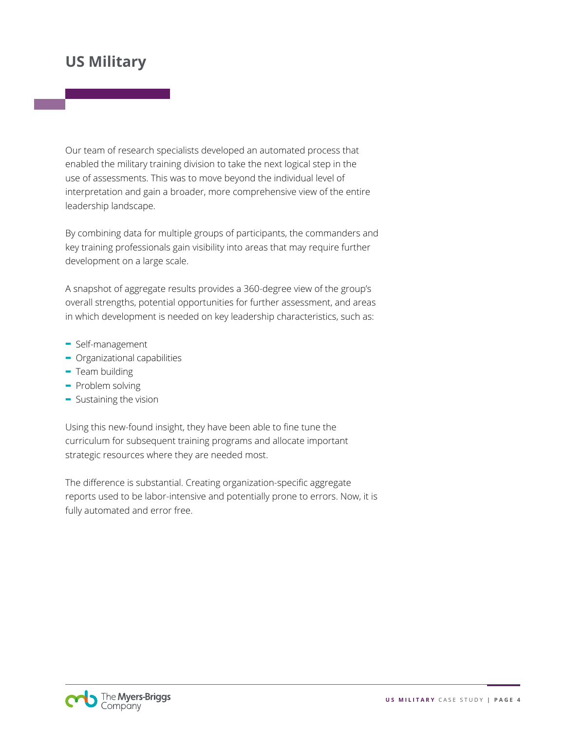# US Military

Our team of research specialists developed an automated process that enabled the military training division to take the next logical step in the use of assessments. This was to move beyond the individual level of interpretation and gain a broader, more comprehensive view of the entire leadership landscape.

By combining data for multiple groups of participants, the commanders and key training professionals gain visibility into areas that may require further development on a large scale.

A snapshot of aggregate results provides a 360-degree view of the group's overall strengths, potential opportunities for further assessment, and areas in which development is needed on key leadership characteristics, such as:

- Self-management
- Organizational capabilities
- Team building
- Problem solving
- Sustaining the vision

Using this new-found insight, they have been able to fine tune the curriculum for subsequent training programs and allocate important strategic resources where they are needed most.

The difference is substantial. Creating organization-specific aggregate reports used to be labor-intensive and potentially prone to errors. Now, it is fully automated and error free.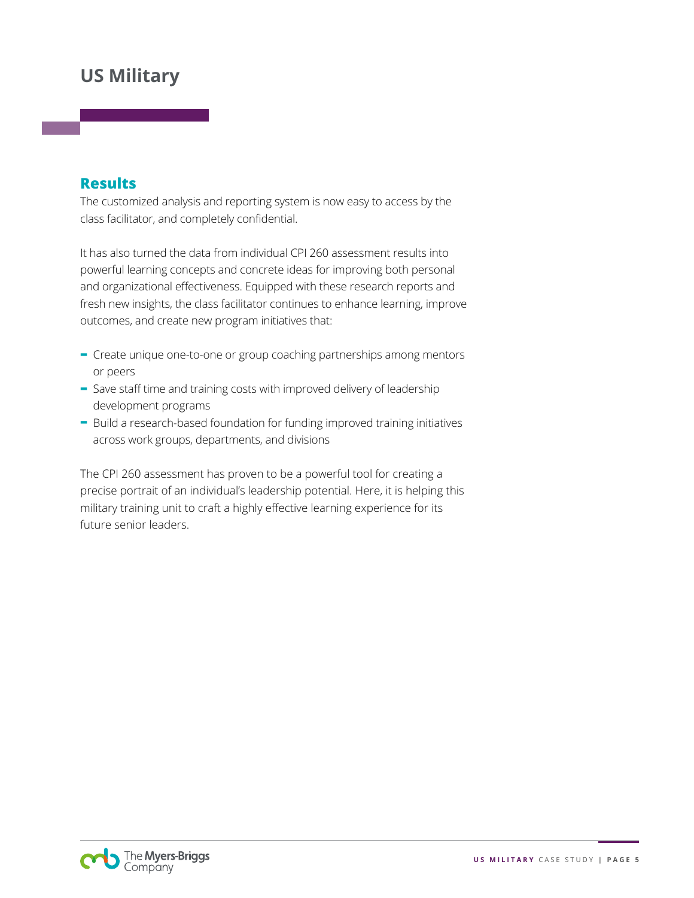# US Military

## Results

The customized analysis and reporting system is now easy to access by the class facilitator, and completely confidential.

It has also turned the data from individual CPI 260 assessment results into powerful learning concepts and concrete ideas for improving both personal and organizational effectiveness. Equipped with these research reports and fresh new insights, the class facilitator continues to enhance learning, improve outcomes, and create new program initiatives that:

- Create unique one-to-one or group coaching partnerships among mentors or peers
- Save staff time and training costs with improved delivery of leadership development programs
- Build a research-based foundation for funding improved training initiatives across work groups, departments, and divisions

The CPI 260 assessment has proven to be a powerful tool for creating a precise portrait of an individual's leadership potential. Here, it is helping this military training unit to craft a highly effective learning experience for its future senior leaders.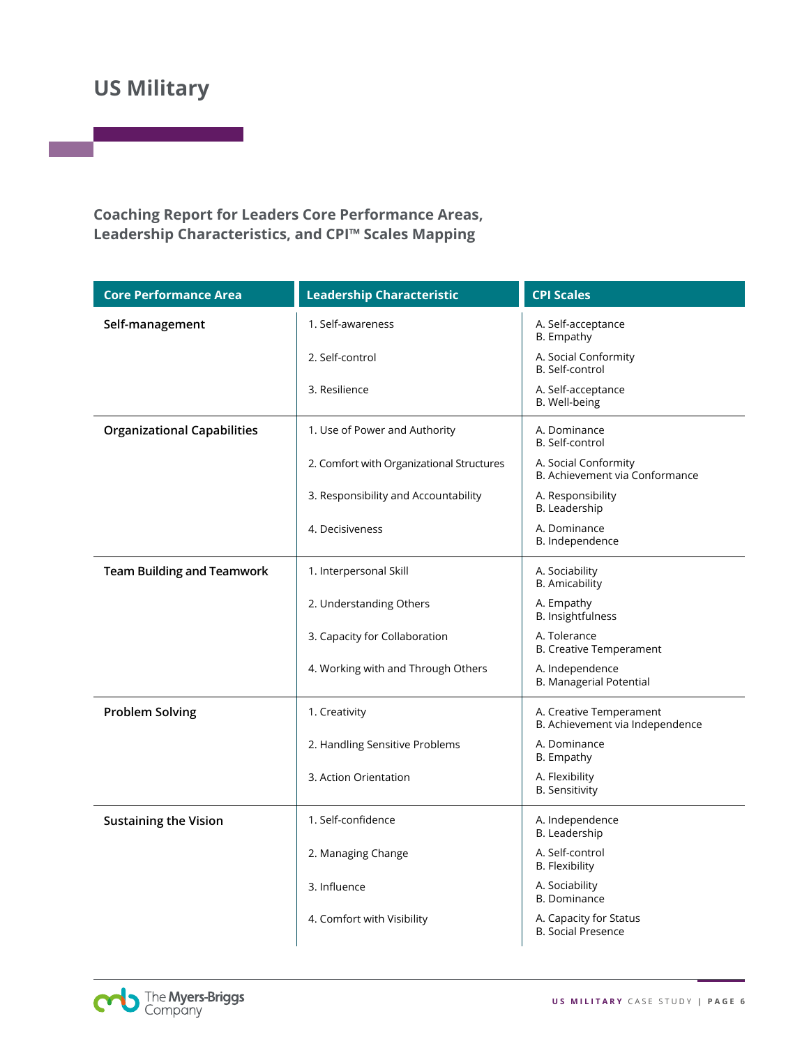# US Military

### Coaching Report for Leaders Core Performance Areas, Leadership Characteristics, and CPI™ Scales Mapping

| Core Performance Area | Leadership Characteristic | CPI Scales |
|---|---|---|
| **Self-management** | 1. Self-awareness | A. Self-acceptance<br>B. Empathy |
| | 2. Self-control | A. Social Conformity<br>B. Self-control |
| | 3. Resilience | A. Self-acceptance<br>B. Well-being |
| **Organizational Capabilities** | 1. Use of Power and Authority | A. Dominance<br>B. Self-control |
| | 2. Comfort with Organizational Structures | A. Social Conformity<br>B. Achievement via Conformance |
| | 3. Responsibility and Accountability | A. Responsibility<br>B. Leadership |
| | 4. Decisiveness | A. Dominance<br>B. Independence |
| **Team Building and Teamwork** | 1. Interpersonal Skill | A. Sociability<br>B. Amicability |
| | 2. Understanding Others | A. Empathy<br>B. Insightfulness |
| | 3. Capacity for Collaboration | A. Tolerance<br>B. Creative Temperament |
| | 4. Working with and Through Others | A. Independence<br>B. Managerial Potential |
| **Problem Solving** | 1. Creativity | A. Creative Temperament<br>B. Achievement via Independence |
| | 2. Handling Sensitive Problems | A. Dominance<br>B. Empathy |
| | 3. Action Orientation | A. Flexibility<br>B. Sensitivity |
| **Sustaining the Vision** | 1. Self-confidence | A. Independence<br>B. Leadership |
| | 2. Managing Change | A. Self-control<br>B. Flexibility |
| | 3. Influence | A. Sociability<br>B. Dominance |
| | 4. Comfort with Visibility | A. Capacity for Status<br>B. Social Presence |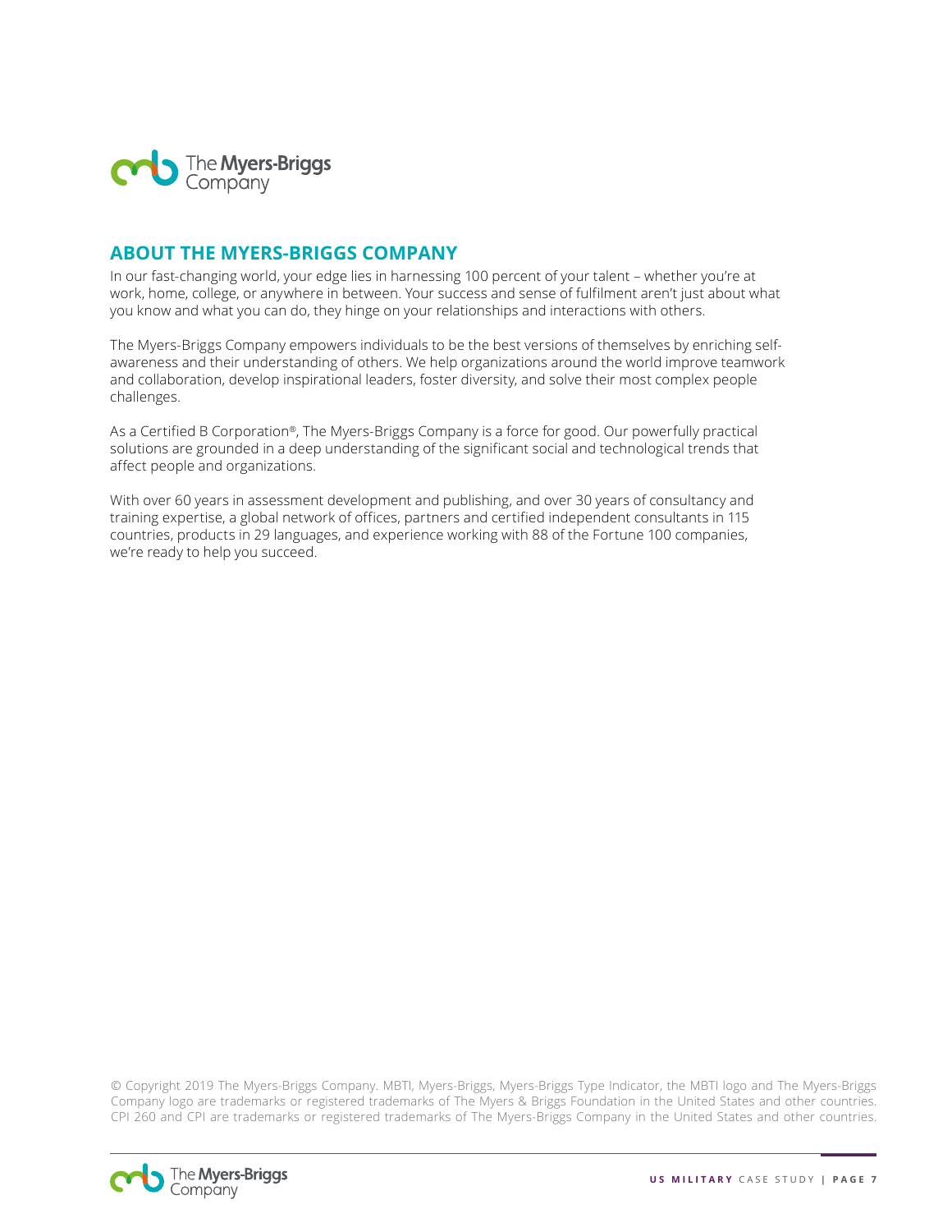## ABOUT THE MYERS-BRIGGS COMPANY

In our fast-changing world, your edge lies in harnessing 100 percent of your talent – whether you're at work, home, college, or anywhere in between. Your success and sense of fulfilment aren't just about what you know and what you can do, they hinge on your relationships and interactions with others.

The Myers-Briggs Company empowers individuals to be the best versions of themselves by enriching self-awareness and their understanding of others. We help organizations around the world improve teamwork and collaboration, develop inspirational leaders, foster diversity, and solve their most complex people challenges.

As a Certified B Corporation®, The Myers-Briggs Company is a force for good. Our powerfully practical solutions are grounded in a deep understanding of the significant social and technological trends that affect people and organizations.

With over 60 years in assessment development and publishing, and over 30 years of consultancy and training expertise, a global network of offices, partners and certified independent consultants in 115 countries, products in 29 languages, and experience working with 88 of the Fortune 100 companies, we're ready to help you succeed.

© Copyright 2019 The Myers-Briggs Company. MBTI, Myers-Briggs, Myers-Briggs Type Indicator, the MBTI logo and The Myers-Briggs Company logo are trademarks or registered trademarks of The Myers & Briggs Foundation in the United States and other countries. CPI 260 and CPI are trademarks or registered trademarks of The Myers-Briggs Company in the United States and other countries.